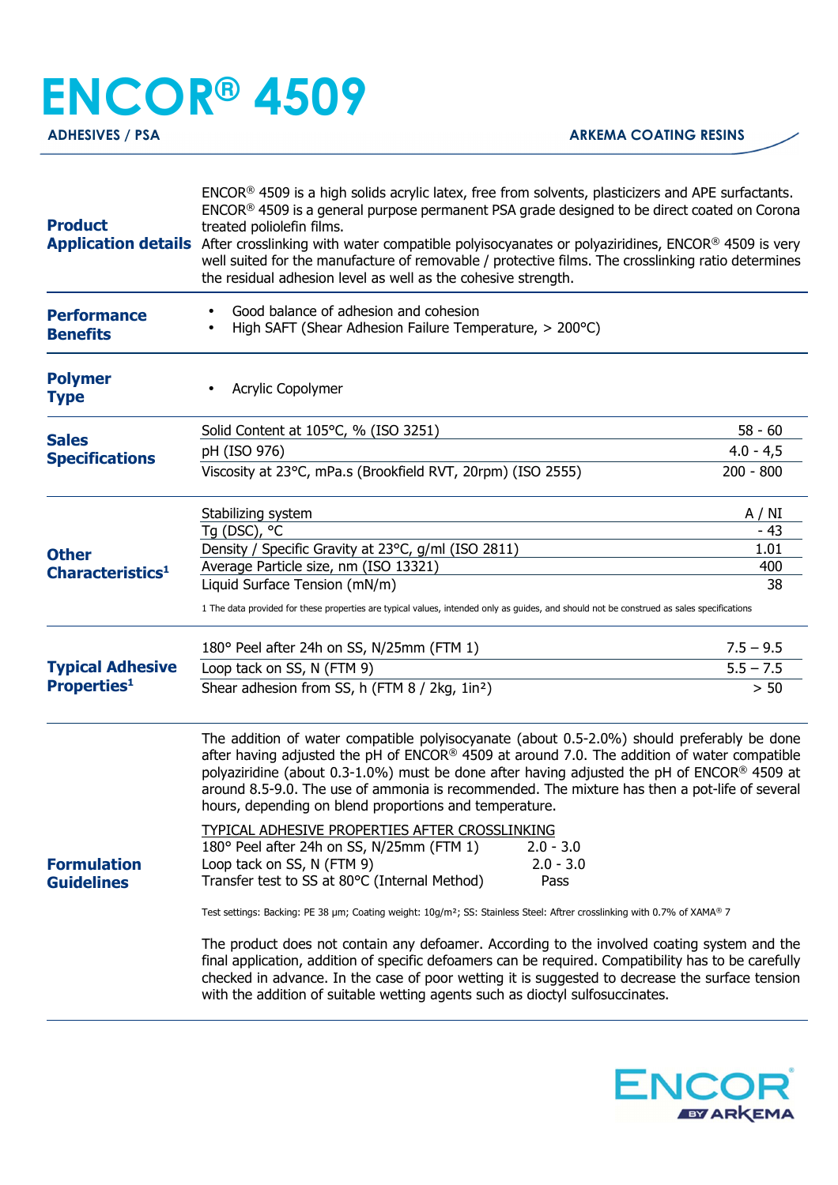# ENCOR® 4509

**ADHESIVES / PSA** — **ARKEMA COATING RESINS**

## Product Application details

ENCOR® 4509 is a high solids acrylic latex, free from solvents, plasticizers and APE surfactants. ENCOR® 4509 is a general purpose permanent PSA grade designed to be direct coated on Corona treated poliolefin films.
After crosslinking with water compatible polyisocyanates or polyaziridines, ENCOR® 4509 is very well suited for the manufacture of removable / protective films. The crosslinking ratio determines the residual adhesion level as well as the cohesive strength.

## Performance Benefits

- Good balance of adhesion and cohesion
- High SAFT (Shear Adhesion Failure Temperature, > 200°C)

## Polymer Type

- Acrylic Copolymer

## Sales Specifications

| Property | Value |
|---|---|
| Solid Content at 105°C, % (ISO 3251) | 58 - 60 |
| pH (ISO 976) | 4.0 - 4,5 |
| Viscosity at 23°C, mPa.s (Brookfield RVT, 20rpm) (ISO 2555) | 200 - 800 |

## Other Characteristics[1]

| Property | Value |
|---|---|
| Stabilizing system | A / NI |
| Tg (DSC), °C | - 43 |
| Density / Specific Gravity at 23°C, g/ml (ISO 2811) | 1.01 |
| Average Particle size, nm (ISO 13321) | 400 |
| Liquid Surface Tension (mN/m) | 38 |

1 The data provided for these properties are typical values, intended only as guides, and should not be construed as sales specifications

## Typical Adhesive Properties[1]

| Property | Value |
|---|---|
| 180° Peel after 24h on SS, N/25mm (FTM 1) | 7.5 – 9.5 |
| Loop tack on SS, N (FTM 9) | 5.5 – 7.5 |
| Shear adhesion from SS, h (FTM 8 / 2kg, 1in²) | > 50 |

## Formulation Guidelines

The addition of water compatible polyisocyanate (about 0.5-2.0%) should preferably be done after having adjusted the pH of ENCOR® 4509 at around 7.0. The addition of water compatible polyaziridine (about 0.3-1.0%) must be done after having adjusted the pH of ENCOR® 4509 at around 8.5-9.0. The use of ammonia is recommended. The mixture has then a pot-life of several hours, depending on blend proportions and temperature.

TYPICAL ADHESIVE PROPERTIES AFTER CROSSLINKING

| Property | Value |
|---|---|
| 180° Peel after 24h on SS, N/25mm (FTM 1) | 2.0 - 3.0 |
| Loop tack on SS, N (FTM 9) | 2.0 - 3.0 |
| Transfer test to SS at 80°C (Internal Method) | Pass |

Test settings: Backing: PE 38 µm; Coating weight: 10g/m²; SS: Stainless Steel: Aftrer crosslinking with 0.7% of XAMA® 7

The product does not contain any defoamer. According to the involved coating system and the final application, addition of specific defoamers can be required. Compatibility has to be carefully checked in advance. In the case of poor wetting it is suggested to decrease the surface tension with the addition of suitable wetting agents such as dioctyl sulfosuccinates.

ENCOR® BY ARKEMA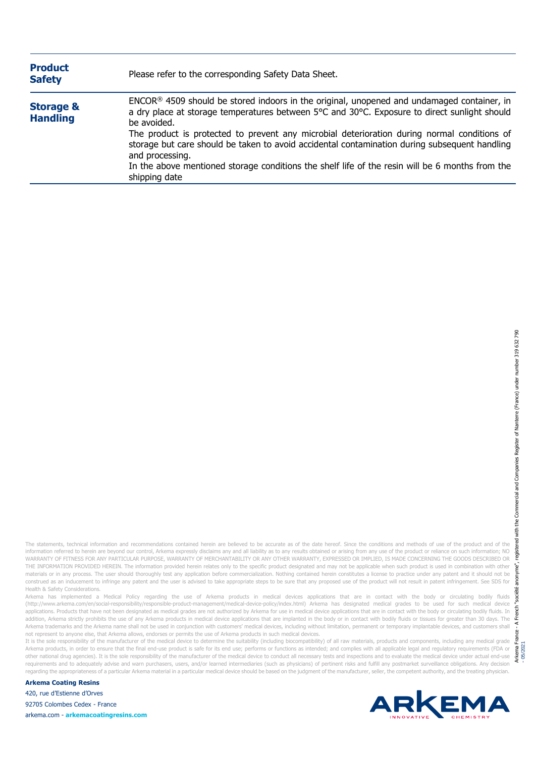| | |
|---|---|
| **Product Safety** | Please refer to the corresponding Safety Data Sheet. |
| **Storage & Handling** | ENCOR® 4509 should be stored indoors in the original, unopened and undamaged container, in a dry place at storage temperatures between 5°C and 30°C. Exposure to direct sunlight should be avoided.<br>The product is protected to prevent any microbial deterioration during normal conditions of storage but care should be taken to avoid accidental contamination during subsequent handling and processing.<br>In the above mentioned storage conditions the shelf life of the resin will be 6 months from the shipping date |

The statements, technical information and recommendations contained herein are believed to be accurate as of the date hereof. Since the conditions and methods of use of the product and of the information referred to herein are beyond our control, Arkema expressly disclaims any and all liability as to any results obtained or arising from any use of the product or reliance on such information; NO WARRANTY OF FITNESS FOR ANY PARTICULAR PURPOSE, WARRANTY OF MERCHANTABILITY OR ANY OTHER WARRANTY, EXPRESSED OR IMPLIED, IS MADE CONCERNING THE GOODS DESCRIBED OR THE INFORMATION PROVIDED HEREIN. The information provided herein relates only to the specific product designated and may not be applicable when such product is used in combination with other materials or in any process. The user should thoroughly test any application before commercialization. Nothing contained herein constitutes a license to practice under any patent and it should not be construed as an inducement to infringe any patent and the user is advised to take appropriate steps to be sure that any proposed use of the product will not result in patent infringement. See SDS for Health & Safety Considerations.

Arkema has implemented a Medical Policy regarding the use of Arkema products in medical devices applications that are in contact with the body or circulating bodily fluids (http://www.arkema.com/en/social-responsibility/responsible-product-management/medical-device-policy/index.html) Arkema has designated medical grades to be used for such medical device applications. Products that have not been designated as medical grades are not authorized by Arkema for use in medical device applications that are in contact with the body or circulating bodily fluids. In addition, Arkema strictly prohibits the use of any Arkema products in medical device applications that are implanted in the body or in contact with bodily fluids or tissues for greater than 30 days. The Arkema trademarks and the Arkema name shall not be used in conjunction with customers' medical devices, including without limitation, permanent or temporary implantable devices, and customers shall not represent to anyone else, that Arkema allows, endorses or permits the use of Arkema products in such medical devices.

It is the sole responsibility of the manufacturer of the medical device to determine the suitability (including biocompatibility) of all raw materials, products and components, including any medical grade Arkema products, in order to ensure that the final end-use product is safe for its end use; performs or functions as intended; and complies with all applicable legal and regulatory requirements (FDA or other national drug agencies). It is the sole responsibility of the manufacturer of the medical device to conduct all necessary tests and inspections and to evaluate the medical device under actual end-use requirements and to adequately advise and warn purchasers, users, and/or learned intermediaries (such as physicians) of pertinent risks and fulfill any postmarket surveillance obligations. Any decision regarding the appropriateness of a particular Arkema material in a particular medical device should be based on the judgment of the manufacturer, seller, the competent authority, and the treating physician.

**Arkema Coating Resins**
420, rue d'Estienne d'Orves
92705 Colombes Cedex - France
arkema.com - **arkemacoatingresins.com**

Arkema France - A French "société anonyme", registered with the Commercial and Companies Register of Nanterre (France) under number 319 632 790 - 05/2021